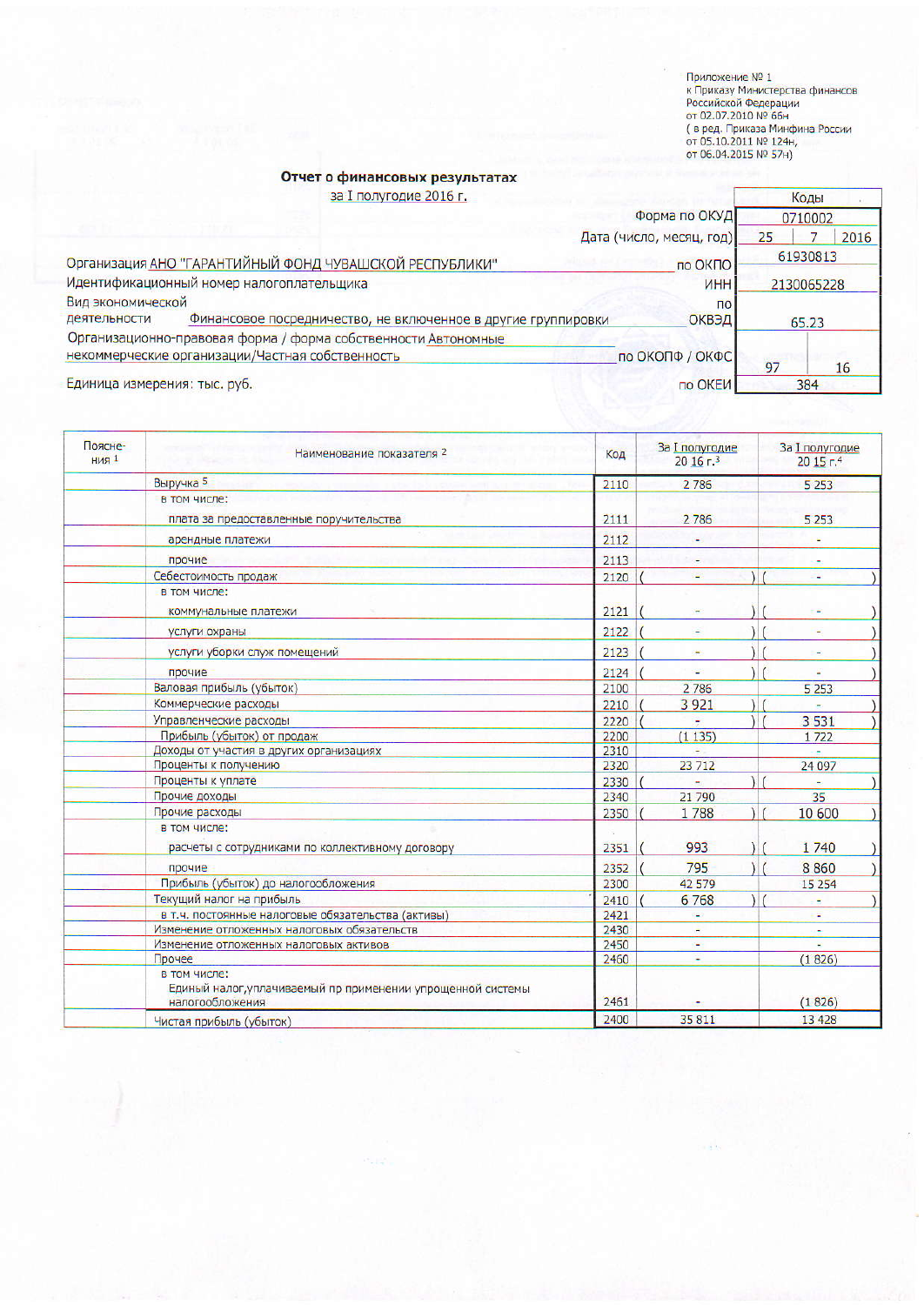Приложение № 1
к Приказу Министерства финансов
Российской Федерации
от 02.07.2010 № 66н
( в ред. Приказа Минфина России
от 05.10.2011 № 124н,
от 06.04.2015 № 57н)

## Отчет о финансовых результатах

за I полугодие 2016 г.

| | | Коды | |
|---|---|---|---|
| | Форма по ОКУД | 0710002 | |
| | Дата (число, месяц, год) | 25 | 7 \| 2016 |
| Организация АНО "ГАРАНТИЙНЫЙ ФОНД ЧУВАШСКОЙ РЕСПУБЛИКИ" | по ОКПО | 61930813 | |
| Идентификационный номер налогоплательщика | ИНН | 2130065228 | |
| Вид экономической деятельности Финансовое посредничество, не включенное в другие группировки | по ОКВЭД | 65.23 | |
| Организационно-правовая форма / форма собственности Автономные некоммерческие организации/Частная собственность | по ОКОПФ / ОКФС | 97 | 16 |
| Единица измерения: тыс. руб. | по ОКЕИ | 384 | |

| Поясне-ния [1] | Наименование показателя [2] | Код | За I полугодие 20 16 г.[3] | За I полугодие 20 15 г.[4] |
|---|---|---|---|---|
| | Выручка [5] | 2110 | 2 786 | 5 253 |
| | в том числе: | | | |
| | плата за предоставленные поручительства | 2111 | 2 786 | 5 253 |
| | арендные платежи | 2112 | - | - |
| | прочие | 2113 | - | - |
| | Себестоимость продаж | 2120 | ( - ) | ( - ) |
| | в том числе: | | | |
| | коммунальные платежи | 2121 | ( - ) | ( - ) |
| | услуги охраны | 2122 | ( - ) | ( - ) |
| | услуги уборки служ помещений | 2123 | ( - ) | ( - ) |
| | прочие | 2124 | ( - ) | ( - ) |
| | Валовая прибыль (убыток) | 2100 | 2 786 | 5 253 |
| | Коммерческие расходы | 2210 | ( 3 921 ) | ( - ) |
| | Управленческие расходы | 2220 | ( - ) | ( 3 531 ) |
| | Прибыль (убыток) от продаж | 2200 | (1 135) | 1 722 |
| | Доходы от участия в других организациях | 2310 | - | - |
| | Проценты к получению | 2320 | 23 712 | 24 097 |
| | Проценты к уплате | 2330 | ( - ) | ( - ) |
| | Прочие доходы | 2340 | 21 790 | 35 |
| | Прочие расходы | 2350 | ( 1 788 ) | ( 10 600 ) |
| | в том числе: | | | |
| | расчеты с сотрудниками по коллективному договору | 2351 | ( 993 ) | ( 1 740 ) |
| | прочие | 2352 | ( 795 ) | ( 8 860 ) |
| | Прибыль (убыток) до налогообложения | 2300 | 42 579 | 15 254 |
| | Текущий налог на прибыль | 2410 | ( 6 768 ) | ( - ) |
| | в т.ч. постоянные налоговые обязательства (активы) | 2421 | - | - |
| | Изменение отложенных налоговых обязательств | 2430 | - | - |
| | Изменение отложенных налоговых активов | 2450 | - | - |
| | Прочее | 2460 | - | (1 826) |
| | в том числе: Единый налог,уплачиваемый пр применении упрощенной системы налогообложения | 2461 | - | (1 826) |
| | Чистая прибыль (убыток) | 2400 | 35 811 | 13 428 |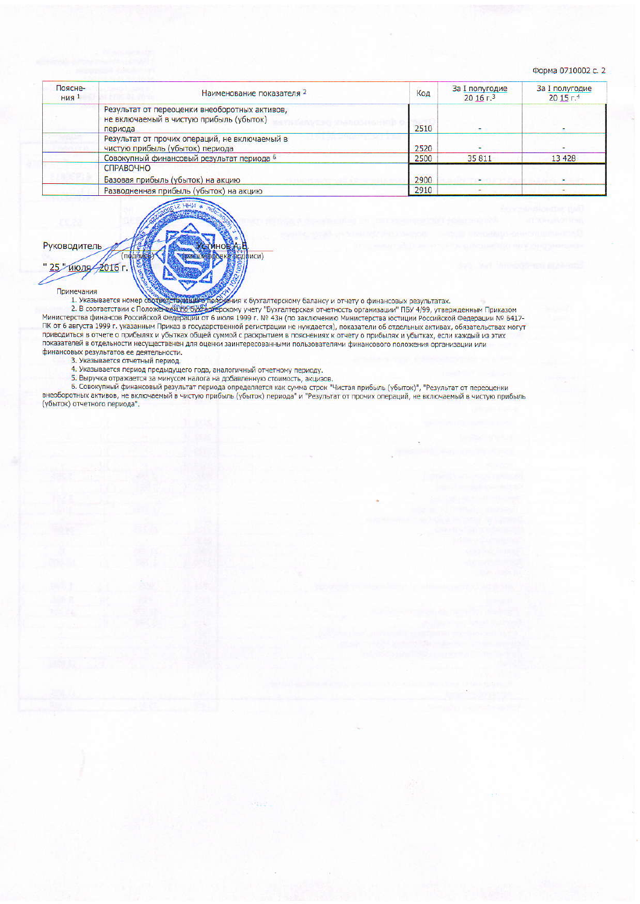Форма 0710002 с. 2

| Поясне-ния [1] | Наименование показателя [2] | Код | За I полугодие 20 16 г.[3] | За I полугодие 20 15 г.[4] |
|---|---|---|---|---|
| | Результат от переоценки внеоборотных активов, не включаемый в чистую прибыль (убыток) периода | 2510 | - | - |
| | Результат от прочих операций, не включаемый в чистую прибыль (убыток) периода | 2520 | - | - |
| | Совокупный финансовый результат периода [6] | 2500 | 35 811 | 13 428 |
| | СПРАВОЧНО | | | |
| | Базовая прибыль (убыток) на акцию | 2900 | - | - |
| | Разводненная прибыль (убыток) на акцию | 2910 | - | - |

Руководитель ____________ (подпись) Устинов А.В. (расшифровка подписи)

" 25 " июля 2016 г.

Примечания

1. Указывается номер соответствующего пояснения к бухгалтерскому балансу и отчету о финансовых результатах.
2. В соответствии с Положением по бухгалтерскому учету "Бухгалтерская отчетность организации" ПБУ 4/99, утвержденным Приказом Министерства финансов Российской Федерации от 6 июля 1999 г. № 43н (по заключению Министерства юстиции Российской Федерации № 6417-ПК от 6 августа 1999 г. указанным Приказ в государственной регистрации не нуждается), показатели об отдельных активах, обязательствах могут приводиться в отчете о прибылях и убытках общей суммой с раскрытием в пояснениях к отчету о прибылях и убытках, если каждый из этих показателей в отдельности несущественен для оценки заинтересованными пользователями финансового положения организации или финансовых результатов ее деятельности.
3. Указывается отчетный период.
4. Указывается период предыдущего года, аналогичный отчетному периоду.
5. Выручка отражается за минусом налога на добавленную стоимость, акцизов.
6. Совокупный финансовый результат периода определяется как сумма строк "Чистая прибыль (убыток)", "Результат от переоценки внеоборотных активов, не включаемый в чистую прибыль (убыток) периода" и "Результат от прочих операций, не включаемый в чистую прибыль (убыток) отчетного периода".